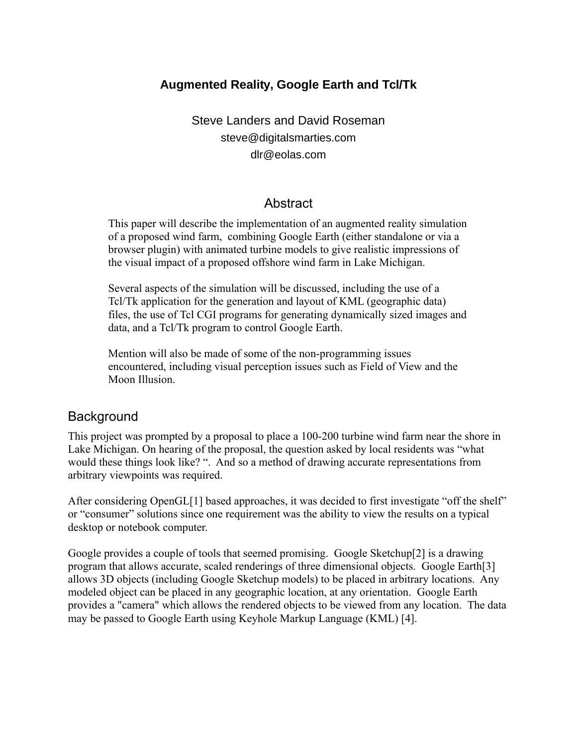# Augmented Reality, Google Earth and Tcl/Tk

Steve Landers and David Roseman

steve@digitalsmarties.com

dlr@eolas.com

## Abstract

This paper will describe the implementation of an augmented reality simulation of a proposed wind farm, combining Google Earth (either standalone or via a browser plugin) with animated turbine models to give realistic impressions of the visual impact of a proposed offshore wind farm in Lake Michigan.

Several aspects of the simulation will be discussed, including the use of a Tcl/Tk application for the generation and layout of KML (geographic data) files, the use of Tcl CGI programs for generating dynamically sized images and data, and a Tcl/Tk program to control Google Earth.

Mention will also be made of some of the non-programming issues encountered, including visual perception issues such as Field of View and the Moon Illusion.

## Background

This project was prompted by a proposal to place a 100-200 turbine wind farm near the shore in Lake Michigan. On hearing of the proposal, the question asked by local residents was “what would these things look like? “. And so a method of drawing accurate representations from arbitrary viewpoints was required.

After considering OpenGL[1] based approaches, it was decided to first investigate “off the shelf” or “consumer” solutions since one requirement was the ability to view the results on a typical desktop or notebook computer.

Google provides a couple of tools that seemed promising. Google Sketchup[2] is a drawing program that allows accurate, scaled renderings of three dimensional objects. Google Earth[3] allows 3D objects (including Google Sketchup models) to be placed in arbitrary locations. Any modeled object can be placed in any geographic location, at any orientation. Google Earth provides a "camera" which allows the rendered objects to be viewed from any location. The data may be passed to Google Earth using Keyhole Markup Language (KML) [4].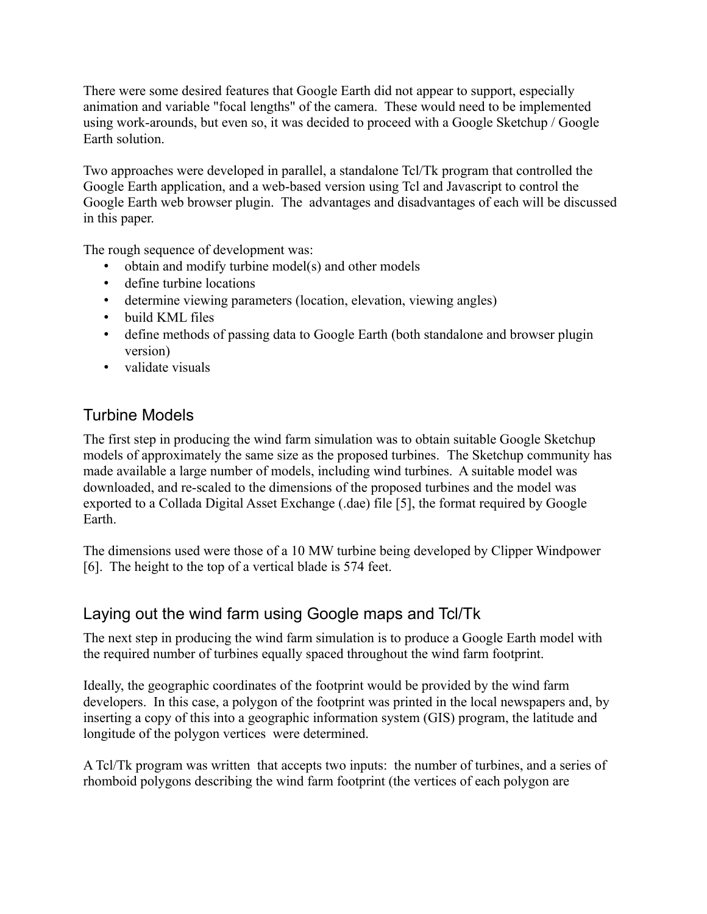There were some desired features that Google Earth did not appear to support, especially animation and variable "focal lengths" of the camera. These would need to be implemented using work-arounds, but even so, it was decided to proceed with a Google Sketchup / Google Earth solution.

Two approaches were developed in parallel, a standalone Tcl/Tk program that controlled the Google Earth application, and a web-based version using Tcl and Javascript to control the Google Earth web browser plugin. The advantages and disadvantages of each will be discussed in this paper.

The rough sequence of development was:

- obtain and modify turbine model(s) and other models
- define turbine locations
- determine viewing parameters (location, elevation, viewing angles)
- build KML files
- define methods of passing data to Google Earth (both standalone and browser plugin version)
- validate visuals

## Turbine Models

The first step in producing the wind farm simulation was to obtain suitable Google Sketchup models of approximately the same size as the proposed turbines. The Sketchup community has made available a large number of models, including wind turbines. A suitable model was downloaded, and re-scaled to the dimensions of the proposed turbines and the model was exported to a Collada Digital Asset Exchange (.dae) file [5], the format required by Google Earth.

The dimensions used were those of a 10 MW turbine being developed by Clipper Windpower [6]. The height to the top of a vertical blade is 574 feet.

## Laying out the wind farm using Google maps and Tcl/Tk

The next step in producing the wind farm simulation is to produce a Google Earth model with the required number of turbines equally spaced throughout the wind farm footprint.

Ideally, the geographic coordinates of the footprint would be provided by the wind farm developers. In this case, a polygon of the footprint was printed in the local newspapers and, by inserting a copy of this into a geographic information system (GIS) program, the latitude and longitude of the polygon vertices were determined.

A Tcl/Tk program was written that accepts two inputs: the number of turbines, and a series of rhomboid polygons describing the wind farm footprint (the vertices of each polygon are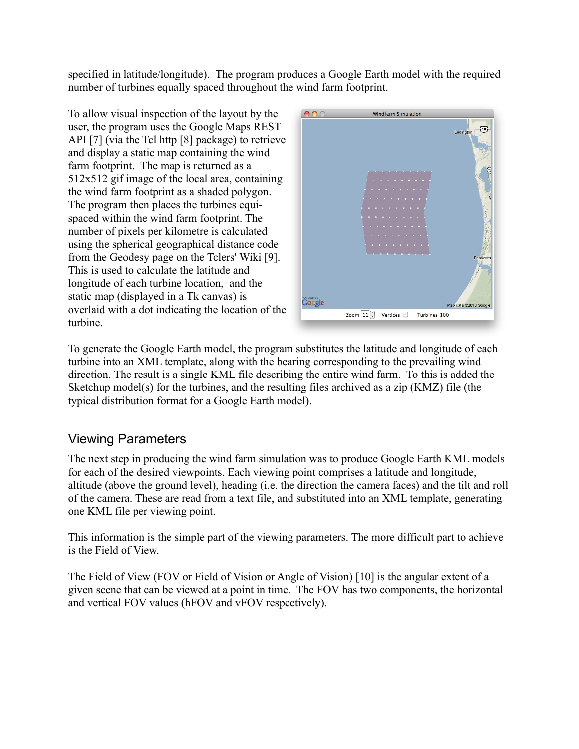specified in latitude/longitude). The program produces a Google Earth model with the required number of turbines equally spaced throughout the wind farm footprint.

To allow visual inspection of the layout by the user, the program uses the Google Maps REST API [7] (via the Tcl http [8] package) to retrieve and display a static map containing the wind farm footprint. The map is returned as a 512x512 gif image of the local area, containing the wind farm footprint as a shaded polygon. The program then places the turbines equi-spaced within the wind farm footprint. The number of pixels per kilometre is calculated using the spherical geographical distance code from the Geodesy page on the Tclers' Wiki [9]. This is used to calculate the latitude and longitude of each turbine location, and the static map (displayed in a Tk canvas) is overlaid with a dot indicating the location of the turbine.

To generate the Google Earth model, the program substitutes the latitude and longitude of each turbine into an XML template, along with the bearing corresponding to the prevailing wind direction. The result is a single KML file describing the entire wind farm. To this is added the Sketchup model(s) for the turbines, and the resulting files archived as a zip (KMZ) file (the typical distribution format for a Google Earth model).

## Viewing Parameters

The next step in producing the wind farm simulation was to produce Google Earth KML models for each of the desired viewpoints. Each viewing point comprises a latitude and longitude, altitude (above the ground level), heading (i.e. the direction the camera faces) and the tilt and roll of the camera. These are read from a text file, and substituted into an XML template, generating one KML file per viewing point.

This information is the simple part of the viewing parameters. The more difficult part to achieve is the Field of View.

The Field of View (FOV or Field of Vision or Angle of Vision) [10] is the angular extent of a given scene that can be viewed at a point in time. The FOV has two components, the horizontal and vertical FOV values (hFOV and vFOV respectively).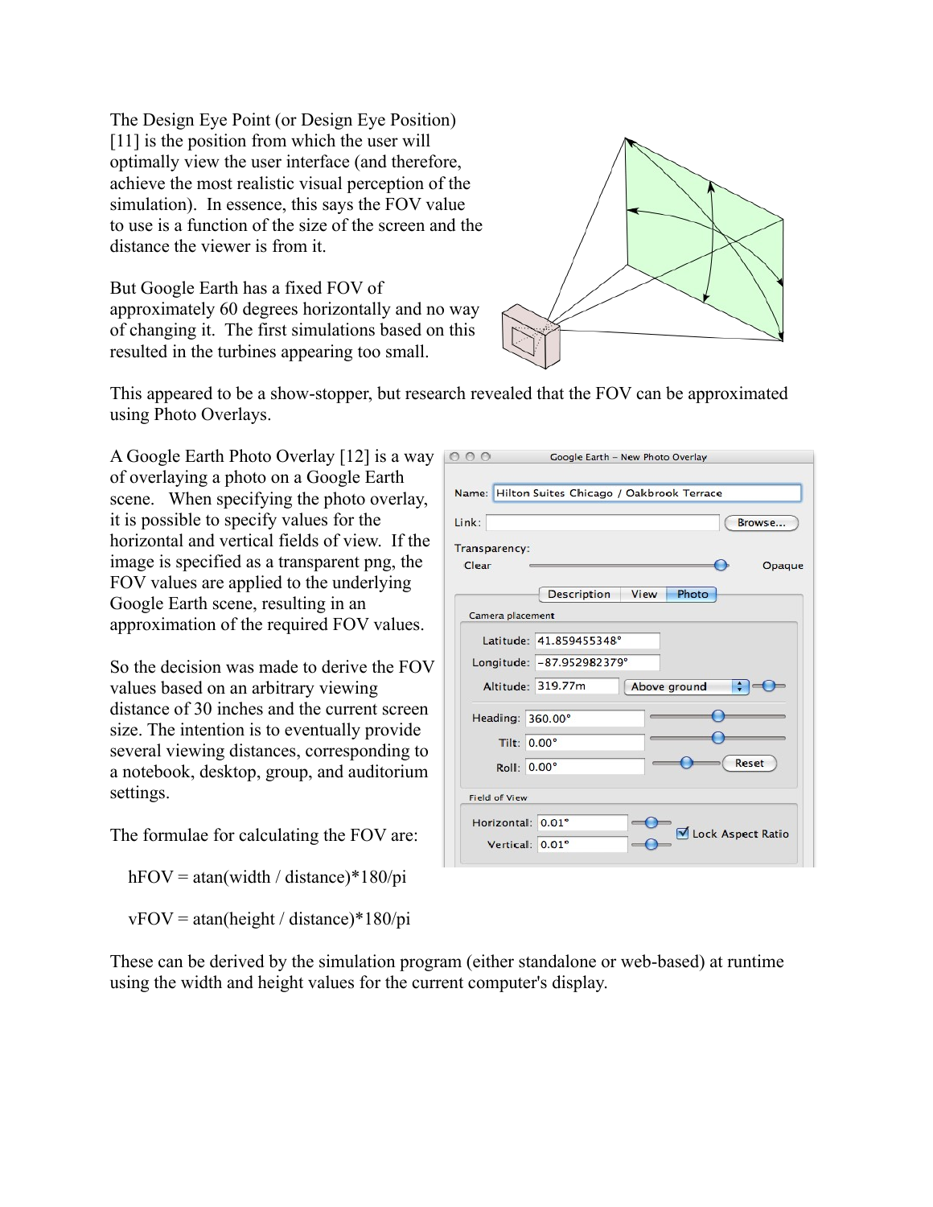The Design Eye Point (or Design Eye Position) [11] is the position from which the user will optimally view the user interface (and therefore, achieve the most realistic visual perception of the simulation). In essence, this says the FOV value to use is a function of the size of the screen and the distance the viewer is from it.

But Google Earth has a fixed FOV of approximately 60 degrees horizontally and no way of changing it. The first simulations based on this resulted in the turbines appearing too small.

This appeared to be a show-stopper, but research revealed that the FOV can be approximated using Photo Overlays.

A Google Earth Photo Overlay [12] is a way of overlaying a photo on a Google Earth scene. When specifying the photo overlay, it is possible to specify values for the horizontal and vertical fields of view. If the image is specified as a transparent png, the FOV values are applied to the underlying Google Earth scene, resulting in an approximation of the required FOV values.

So the decision was made to derive the FOV values based on an arbitrary viewing distance of 30 inches and the current screen size. The intention is to eventually provide several viewing distances, corresponding to a notebook, desktop, group, and auditorium settings.

The formulae for calculating the FOV are:

hFOV = atan(width / distance)*180/pi

vFOV = atan(height / distance)*180/pi

These can be derived by the simulation program (either standalone or web-based) at runtime using the width and height values for the current computer's display.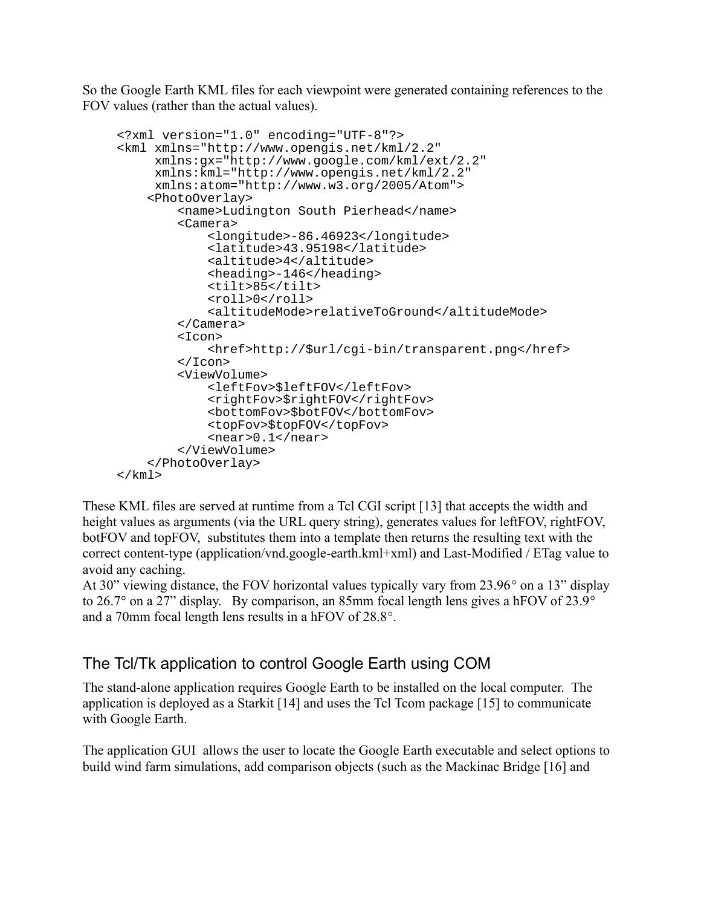So the Google Earth KML files for each viewpoint were generated containing references to the FOV values (rather than the actual values).

```
<?xml version="1.0" encoding="UTF-8"?>
<kml xmlns="http://www.opengis.net/kml/2.2"
     xmlns:gx="http://www.google.com/kml/ext/2.2"
     xmlns:kml="http://www.opengis.net/kml/2.2"
     xmlns:atom="http://www.w3.org/2005/Atom">
    <PhotoOverlay>
        <name>Ludington South Pierhead</name>
        <Camera>
            <longitude>-86.46923</longitude>
            <latitude>43.95198</latitude>
            <altitude>4</altitude>
            <heading>-146</heading>
            <tilt>85</tilt>
            <roll>0</roll>
            <altitudeMode>relativeToGround</altitudeMode>
        </Camera>
        <Icon>
            <href>http://$url/cgi-bin/transparent.png</href>
        </Icon>
        <ViewVolume>
            <leftFov>$leftFOV</leftFov>
            <rightFov>$rightFOV</rightFov>
            <bottomFov>$botFOV</bottomFov>
            <topFov>$topFOV</topFov>
            <near>0.1</near>
        </ViewVolume>
    </PhotoOverlay>
</kml>
```

These KML files are served at runtime from a Tcl CGI script [13] that accepts the width and height values as arguments (via the URL query string), generates values for leftFOV, rightFOV, botFOV and topFOV, substitutes them into a template then returns the resulting text with the correct content-type (application/vnd.google-earth.kml+xml) and Last-Modified / ETag value to avoid any caching.
At 30” viewing distance, the FOV horizontal values typically vary from 23.96° on a 13” display to 26.7° on a 27” display. By comparison, an 85mm focal length lens gives a hFOV of 23.9° and a 70mm focal length lens results in a hFOV of 28.8°.

## The Tcl/Tk application to control Google Earth using COM

The stand-alone application requires Google Earth to be installed on the local computer. The application is deployed as a Starkit [14] and uses the Tcl Tcom package [15] to communicate with Google Earth.

The application GUI allows the user to locate the Google Earth executable and select options to build wind farm simulations, add comparison objects (such as the Mackinac Bridge [16] and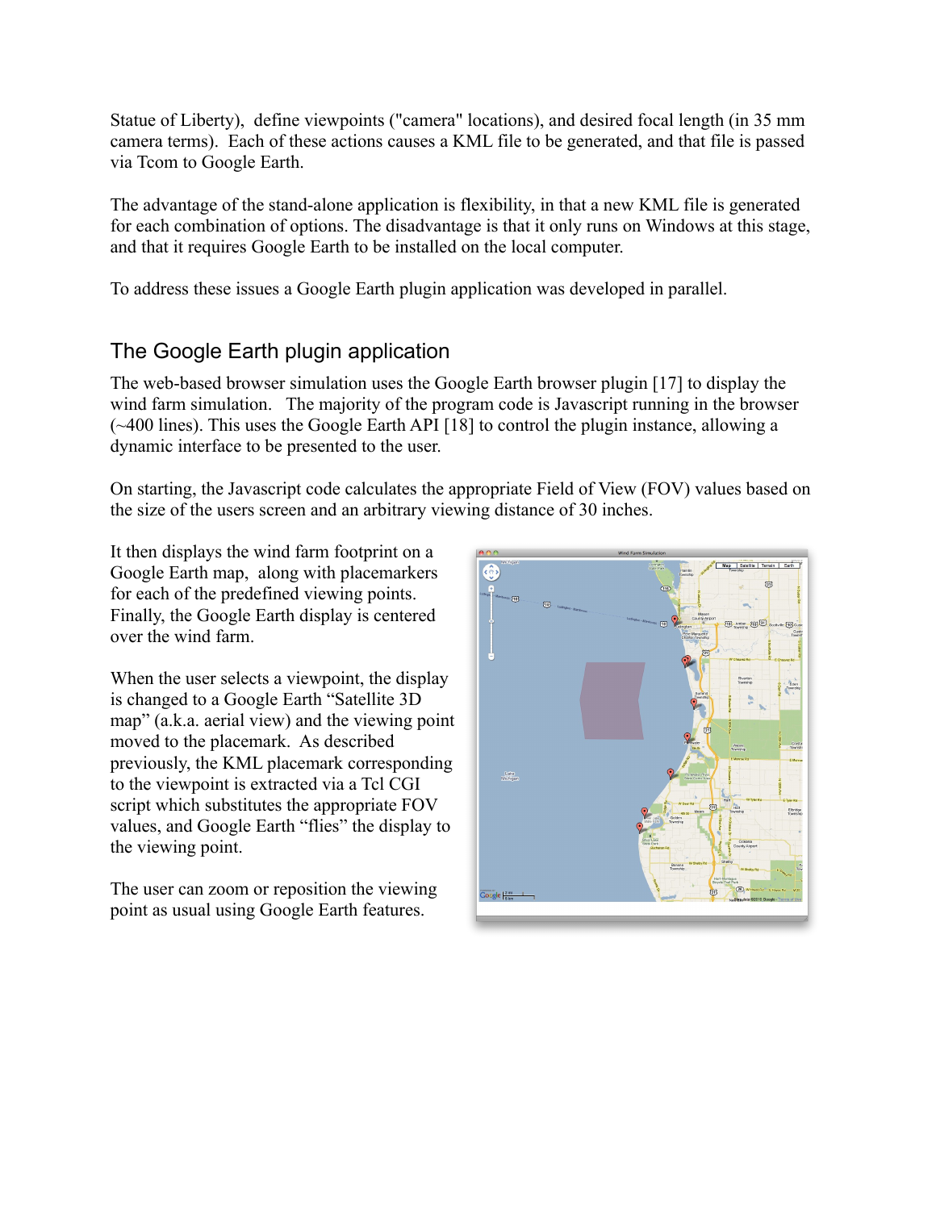Statue of Liberty), define viewpoints ("camera" locations), and desired focal length (in 35 mm camera terms). Each of these actions causes a KML file to be generated, and that file is passed via Tcom to Google Earth.

The advantage of the stand-alone application is flexibility, in that a new KML file is generated for each combination of options. The disadvantage is that it only runs on Windows at this stage, and that it requires Google Earth to be installed on the local computer.

To address these issues a Google Earth plugin application was developed in parallel.

## The Google Earth plugin application

The web-based browser simulation uses the Google Earth browser plugin [17] to display the wind farm simulation. The majority of the program code is Javascript running in the browser (~400 lines). This uses the Google Earth API [18] to control the plugin instance, allowing a dynamic interface to be presented to the user.

On starting, the Javascript code calculates the appropriate Field of View (FOV) values based on the size of the users screen and an arbitrary viewing distance of 30 inches.

It then displays the wind farm footprint on a Google Earth map, along with placemarkers for each of the predefined viewing points. Finally, the Google Earth display is centered over the wind farm.

When the user selects a viewpoint, the display is changed to a Google Earth "Satellite 3D map" (a.k.a. aerial view) and the viewing point moved to the placemark. As described previously, the KML placemark corresponding to the viewpoint is extracted via a Tcl CGI script which substitutes the appropriate FOV values, and Google Earth "flies" the display to the viewing point.

The user can zoom or reposition the viewing point as usual using Google Earth features.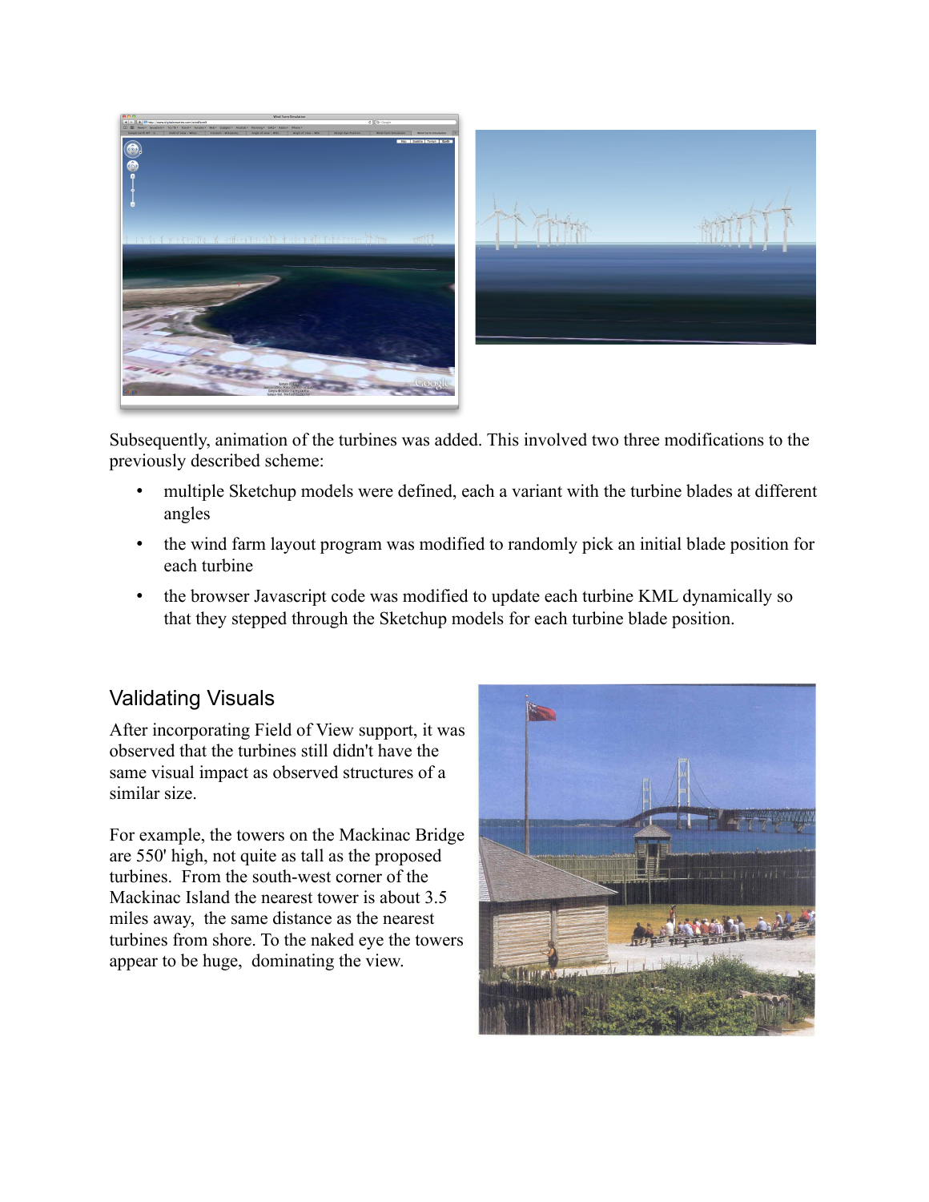Subsequently, animation of the turbines was added. This involved two three modifications to the previously described scheme:

- multiple Sketchup models were defined, each a variant with the turbine blades at different angles
- the wind farm layout program was modified to randomly pick an initial blade position for each turbine
- the browser Javascript code was modified to update each turbine KML dynamically so that they stepped through the Sketchup models for each turbine blade position.

## Validating Visuals

After incorporating Field of View support, it was observed that the turbines still didn't have the same visual impact as observed structures of a similar size.

For example, the towers on the Mackinac Bridge are 550' high, not quite as tall as the proposed turbines. From the south-west corner of the Mackinac Island the nearest tower is about 3.5 miles away, the same distance as the nearest turbines from shore. To the naked eye the towers appear to be huge, dominating the view.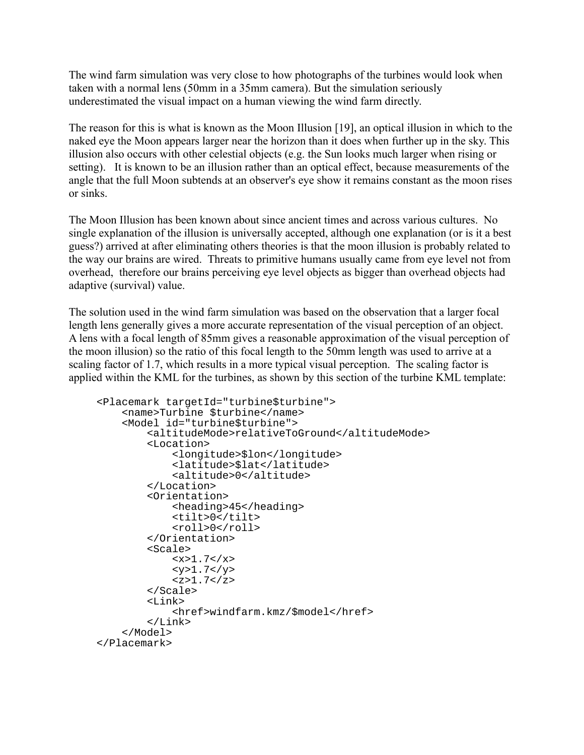The wind farm simulation was very close to how photographs of the turbines would look when taken with a normal lens (50mm in a 35mm camera). But the simulation seriously underestimated the visual impact on a human viewing the wind farm directly.

The reason for this is what is known as the Moon Illusion [19], an optical illusion in which to the naked eye the Moon appears larger near the horizon than it does when further up in the sky. This illusion also occurs with other celestial objects (e.g. the Sun looks much larger when rising or setting). It is known to be an illusion rather than an optical effect, because measurements of the angle that the full Moon subtends at an observer's eye show it remains constant as the moon rises or sinks.

The Moon Illusion has been known about since ancient times and across various cultures. No single explanation of the illusion is universally accepted, although one explanation (or is it a best guess?) arrived at after eliminating others theories is that the moon illusion is probably related to the way our brains are wired. Threats to primitive humans usually came from eye level not from overhead, therefore our brains perceiving eye level objects as bigger than overhead objects had adaptive (survival) value.

The solution used in the wind farm simulation was based on the observation that a larger focal length lens generally gives a more accurate representation of the visual perception of an object. A lens with a focal length of 85mm gives a reasonable approximation of the visual perception of the moon illusion) so the ratio of this focal length to the 50mm length was used to arrive at a scaling factor of 1.7, which results in a more typical visual perception. The scaling factor is applied within the KML for the turbines, as shown by this section of the turbine KML template:

```
<Placemark targetId="turbine$turbine">
    <name>Turbine $turbine</name>
    <Model id="turbine$turbine">
        <altitudeMode>relativeToGround</altitudeMode>
        <Location>
            <longitude>$lon</longitude>
            <latitude>$lat</latitude>
            <altitude>0</altitude>
        </Location>
        <Orientation>
            <heading>45</heading>
            <tilt>0</tilt>
            <roll>0</roll>
        </Orientation>
        <Scale>
            <x>1.7</x>
            <y>1.7</y>
            <z>1.7</z>
        </Scale>
        <Link>
            <href>windfarm.kmz/$model</href>
        </Link>
    </Model>
</Placemark>
```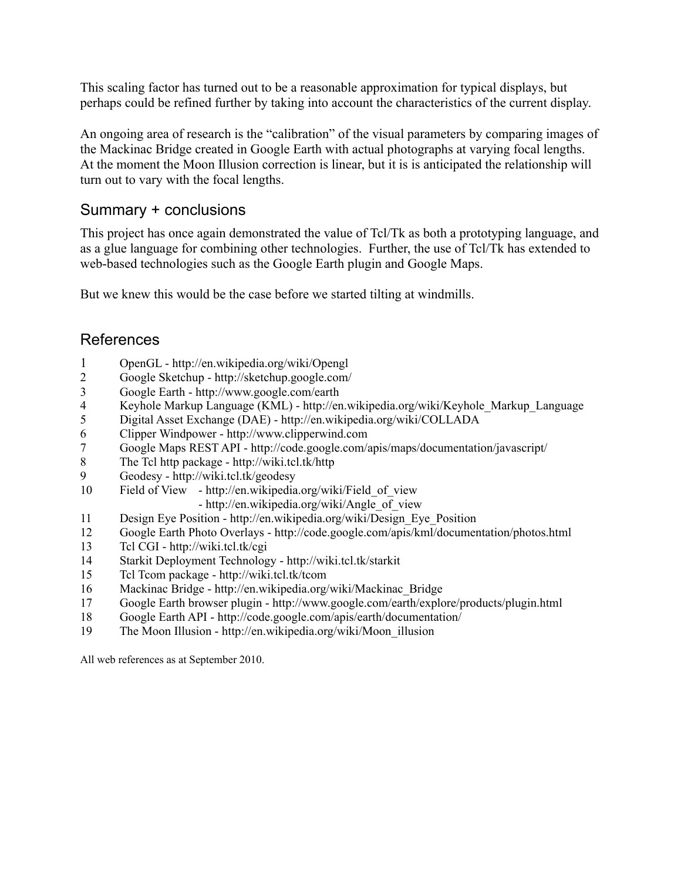This scaling factor has turned out to be a reasonable approximation for typical displays, but perhaps could be refined further by taking into account the characteristics of the current display.

An ongoing area of research is the "calibration" of the visual parameters by comparing images of the Mackinac Bridge created in Google Earth with actual photographs at varying focal lengths. At the moment the Moon Illusion correction is linear, but it is is anticipated the relationship will turn out to vary with the focal lengths.

## Summary + conclusions

This project has once again demonstrated the value of Tcl/Tk as both a prototyping language, and as a glue language for combining other technologies. Further, the use of Tcl/Tk has extended to web-based technologies such as the Google Earth plugin and Google Maps.

But we knew this would be the case before we started tilting at windmills.

## References

1 OpenGL - http://en.wikipedia.org/wiki/Opengl
2 Google Sketchup - http://sketchup.google.com/
3 Google Earth - http://www.google.com/earth
4 Keyhole Markup Language (KML) - http://en.wikipedia.org/wiki/Keyhole_Markup_Language
5 Digital Asset Exchange (DAE) - http://en.wikipedia.org/wiki/COLLADA
6 Clipper Windpower - http://www.clipperwind.com
7 Google Maps REST API - http://code.google.com/apis/maps/documentation/javascript/
8 The Tcl http package - http://wiki.tcl.tk/http
9 Geodesy - http://wiki.tcl.tk/geodesy
10 Field of View - http://en.wikipedia.org/wiki/Field_of_view
   - http://en.wikipedia.org/wiki/Angle_of_view
11 Design Eye Position - http://en.wikipedia.org/wiki/Design_Eye_Position
12 Google Earth Photo Overlays - http://code.google.com/apis/kml/documentation/photos.html
13 Tcl CGI - http://wiki.tcl.tk/cgi
14 Starkit Deployment Technology - http://wiki.tcl.tk/starkit
15 Tcl Tcom package - http://wiki.tcl.tk/tcom
16 Mackinac Bridge - http://en.wikipedia.org/wiki/Mackinac_Bridge
17 Google Earth browser plugin - http://www.google.com/earth/explore/products/plugin.html
18 Google Earth API - http://code.google.com/apis/earth/documentation/
19 The Moon Illusion - http://en.wikipedia.org/wiki/Moon_illusion

All web references as at September 2010.